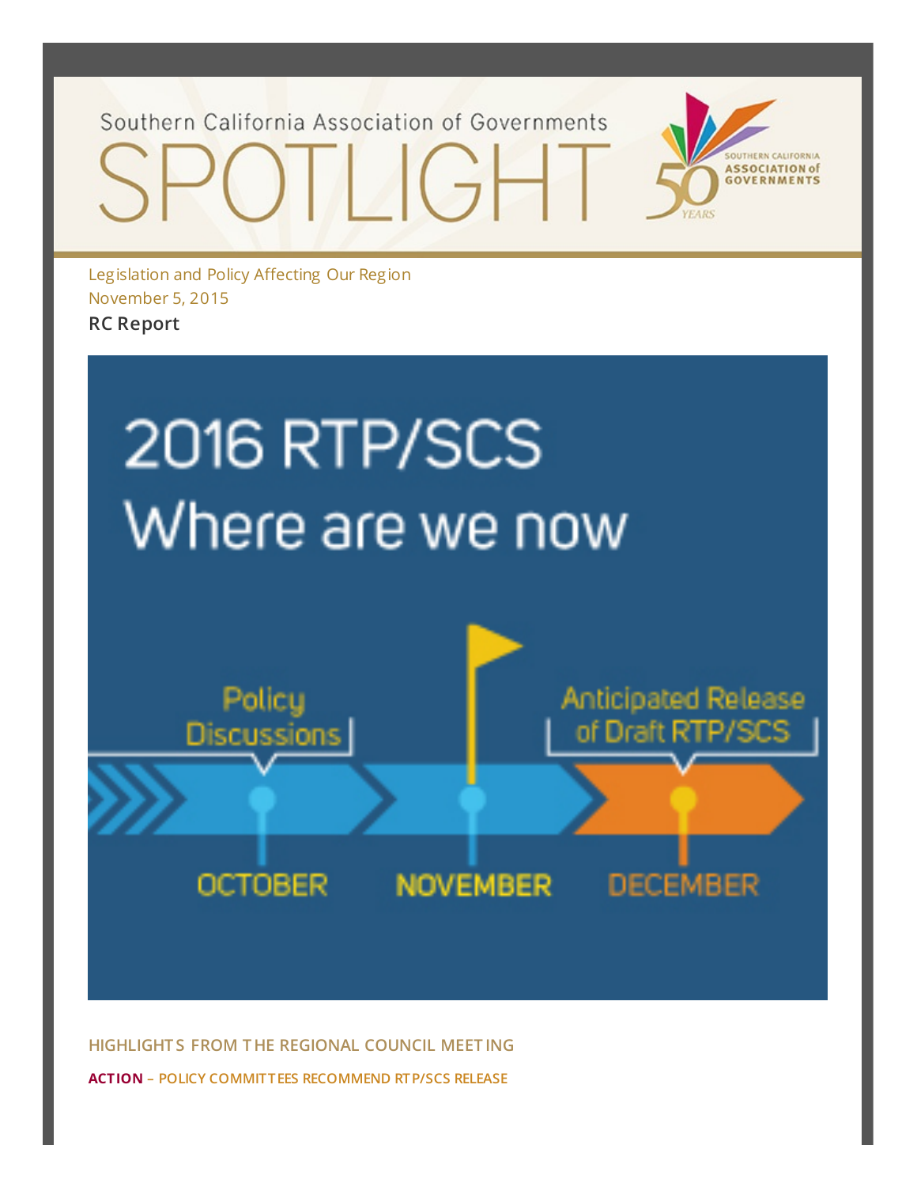Southern California Association of Governments

# SPOTLIGHT

Legislation and Policy Affecting Our Region
November 5, 2015

**RC Report**

2016 RTP/SCS
Where are we now

Policy Discussions — OCTOBER
NOVEMBER
Anticipated Release of Draft RTP/SCS — DECEMBER

## HIGHLIGHTS FROM THE REGIONAL COUNCIL MEETING

**ACTION** – POLICY COMMITTEES RECOMMEND RTP/SCS RELEASE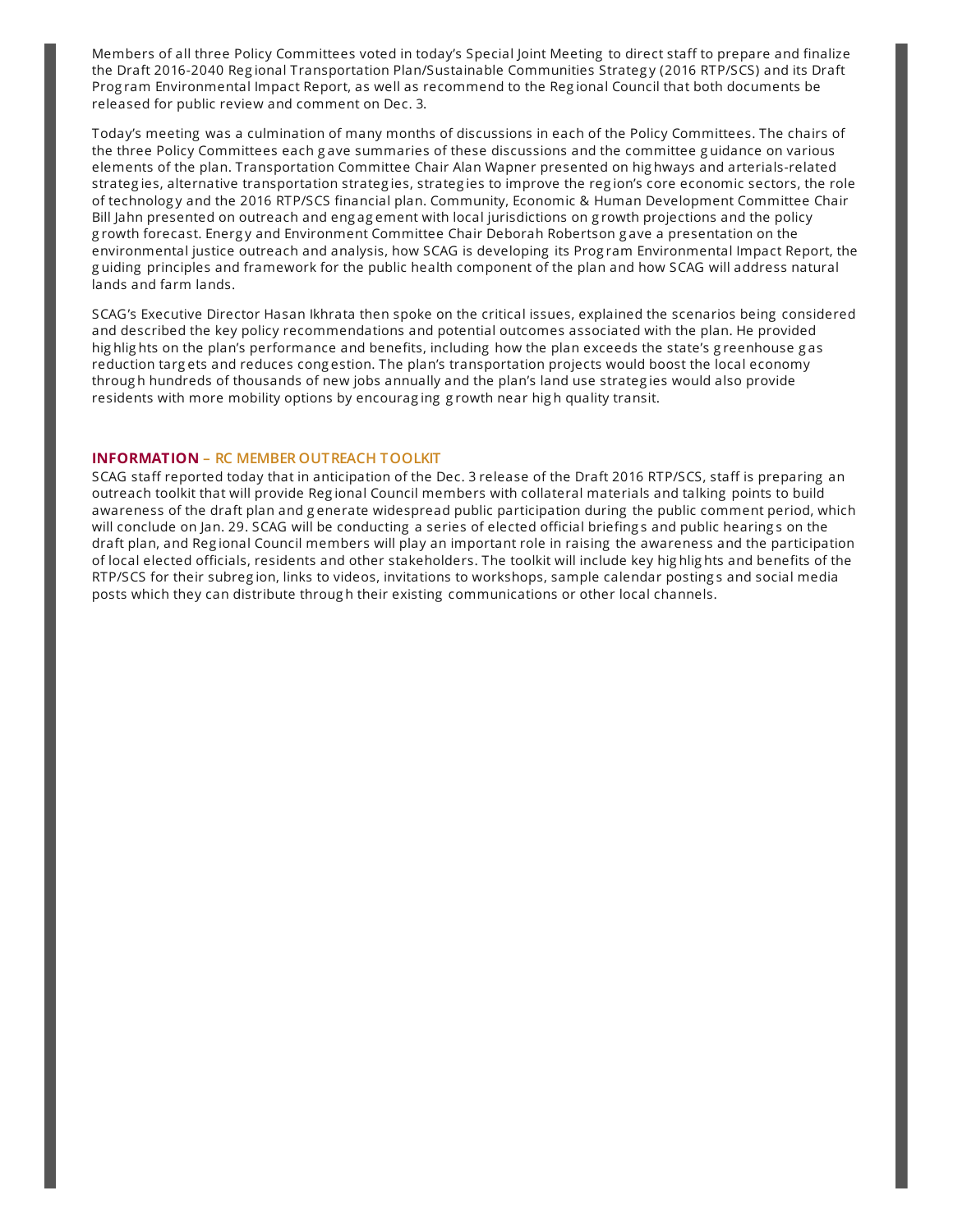Members of all three Policy Committees voted in today's Special Joint Meeting to direct staff to prepare and finalize the Draft 2016-2040 Regional Transportation Plan/Sustainable Communities Strategy (2016 RTP/SCS) and its Draft Program Environmental Impact Report, as well as recommend to the Regional Council that both documents be released for public review and comment on Dec. 3.

Today's meeting was a culmination of many months of discussions in each of the Policy Committees. The chairs of the three Policy Committees each gave summaries of these discussions and the committee guidance on various elements of the plan. Transportation Committee Chair Alan Wapner presented on highways and arterials-related strategies, alternative transportation strategies, strategies to improve the region's core economic sectors, the role of technology and the 2016 RTP/SCS financial plan. Community, Economic & Human Development Committee Chair Bill Jahn presented on outreach and engagement with local jurisdictions on growth projections and the policy growth forecast. Energy and Environment Committee Chair Deborah Robertson gave a presentation on the environmental justice outreach and analysis, how SCAG is developing its Program Environmental Impact Report, the guiding principles and framework for the public health component of the plan and how SCAG will address natural lands and farm lands.

SCAG's Executive Director Hasan Ikhrata then spoke on the critical issues, explained the scenarios being considered and described the key policy recommendations and potential outcomes associated with the plan. He provided highlights on the plan's performance and benefits, including how the plan exceeds the state's greenhouse gas reduction targets and reduces congestion. The plan's transportation projects would boost the local economy through hundreds of thousands of new jobs annually and the plan's land use strategies would also provide residents with more mobility options by encouraging growth near high quality transit.

### INFORMATION – RC MEMBER OUTREACH TOOLKIT

SCAG staff reported today that in anticipation of the Dec. 3 release of the Draft 2016 RTP/SCS, staff is preparing an outreach toolkit that will provide Regional Council members with collateral materials and talking points to build awareness of the draft plan and generate widespread public participation during the public comment period, which will conclude on Jan. 29. SCAG will be conducting a series of elected official briefings and public hearings on the draft plan, and Regional Council members will play an important role in raising the awareness and the participation of local elected officials, residents and other stakeholders. The toolkit will include key highlights and benefits of the RTP/SCS for their subregion, links to videos, invitations to workshops, sample calendar postings and social media posts which they can distribute through their existing communications or other local channels.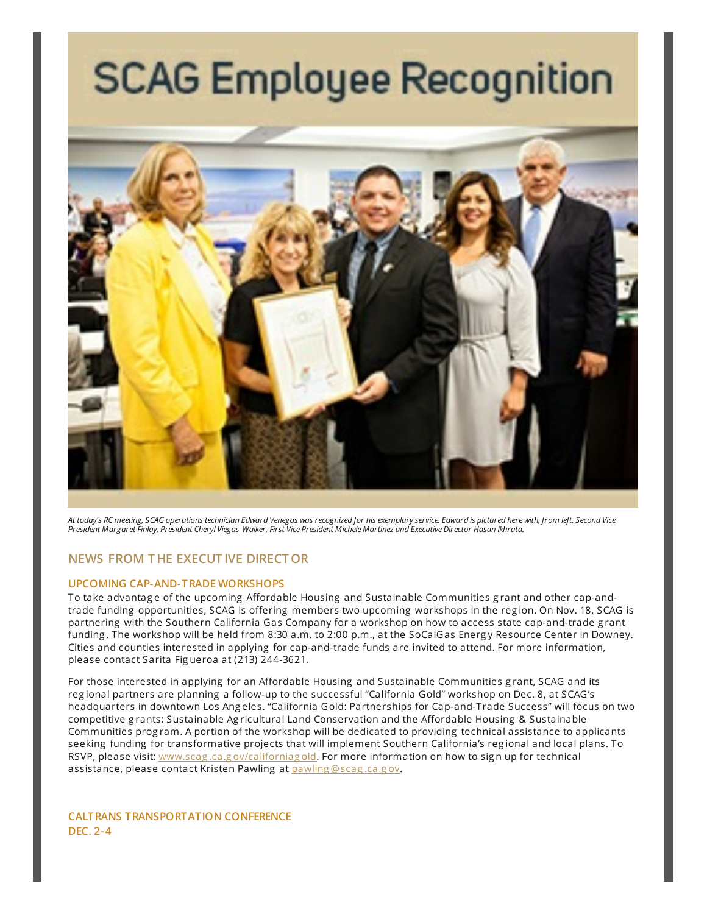# SCAG Employee Recognition

*At today's RC meeting, SCAG operations technician Edward Venegas was recognized for his exemplary service. Edward is pictured here with, from left, Second Vice President Margaret Finlay, President Cheryl Viegas-Walker, First Vice President Michele Martinez and Executive Director Hasan Ikhrata.*

## NEWS FROM THE EXECUTIVE DIRECTOR

### UPCOMING CAP-AND-TRADE WORKSHOPS

To take advantage of the upcoming Affordable Housing and Sustainable Communities grant and other cap-and-trade funding opportunities, SCAG is offering members two upcoming workshops in the region. On Nov. 18, SCAG is partnering with the Southern California Gas Company for a workshop on how to access state cap-and-trade grant funding. The workshop will be held from 8:30 a.m. to 2:00 p.m., at the SoCalGas Energy Resource Center in Downey. Cities and counties interested in applying for cap-and-trade funds are invited to attend. For more information, please contact Sarita Figueroa at (213) 244-3621.

For those interested in applying for an Affordable Housing and Sustainable Communities grant, SCAG and its regional partners are planning a follow-up to the successful "California Gold" workshop on Dec. 8, at SCAG's headquarters in downtown Los Angeles. "California Gold: Partnerships for Cap-and-Trade Success" will focus on two competitive grants: Sustainable Agricultural Land Conservation and the Affordable Housing & Sustainable Communities program. A portion of the workshop will be dedicated to providing technical assistance to applicants seeking funding for transformative projects that will implement Southern California's regional and local plans. To RSVP, please visit: www.scag.ca.gov/californiagold. For more information on how to sign up for technical assistance, please contact Kristen Pawling at pawling@scag.ca.gov.

### CALTRANS TRANSPORTATION CONFERENCE
### DEC. 2-4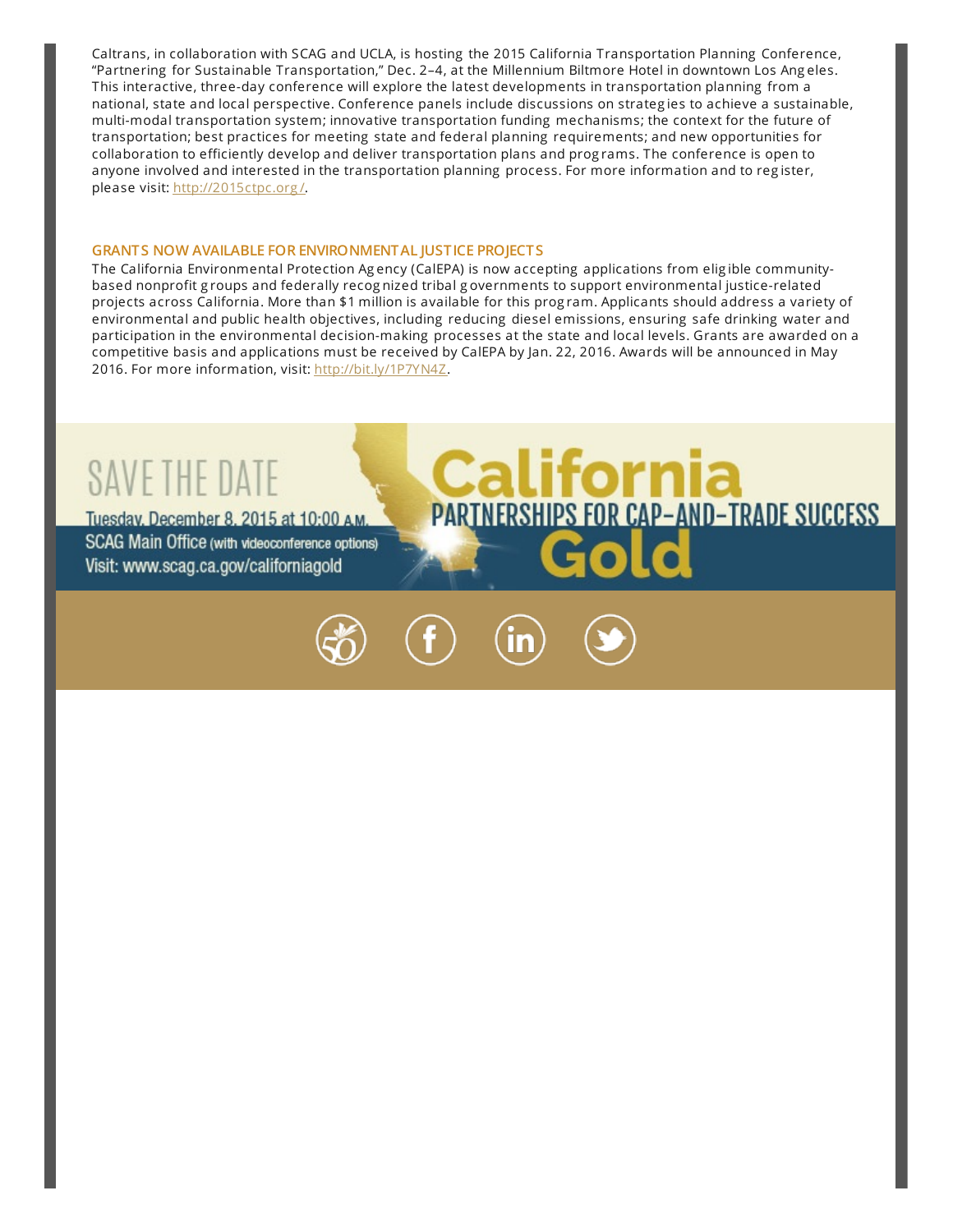Caltrans, in collaboration with SCAG and UCLA, is hosting the 2015 California Transportation Planning Conference, "Partnering for Sustainable Transportation," Dec. 2–4, at the Millennium Biltmore Hotel in downtown Los Angeles. This interactive, three-day conference will explore the latest developments in transportation planning from a national, state and local perspective. Conference panels include discussions on strategies to achieve a sustainable, multi-modal transportation system; innovative transportation funding mechanisms; the context for the future of transportation; best practices for meeting state and federal planning requirements; and new opportunities for collaboration to efficiently develop and deliver transportation plans and programs. The conference is open to anyone involved and interested in the transportation planning process. For more information and to register, please visit: http://2015ctpc.org/.

### GRANTS NOW AVAILABLE FOR ENVIRONMENTAL JUSTICE PROJECTS

The California Environmental Protection Agency (CalEPA) is now accepting applications from eligible community-based nonprofit groups and federally recognized tribal governments to support environmental justice-related projects across California. More than $1 million is available for this program. Applicants should address a variety of environmental and public health objectives, including reducing diesel emissions, ensuring safe drinking water and participation in the environmental decision-making processes at the state and local levels. Grants are awarded on a competitive basis and applications must be received by CalEPA by Jan. 22, 2016. Awards will be announced in May 2016. For more information, visit: http://bit.ly/1P7YN4Z.

SAVE THE DATE

Tuesday, December 8, 2015 at 10:00 A.M.

SCAG Main Office (with videoconference options)

Visit: www.scag.ca.gov/californiagold

California Gold

PARTNERSHIPS FOR CAP-AND-TRADE SUCCESS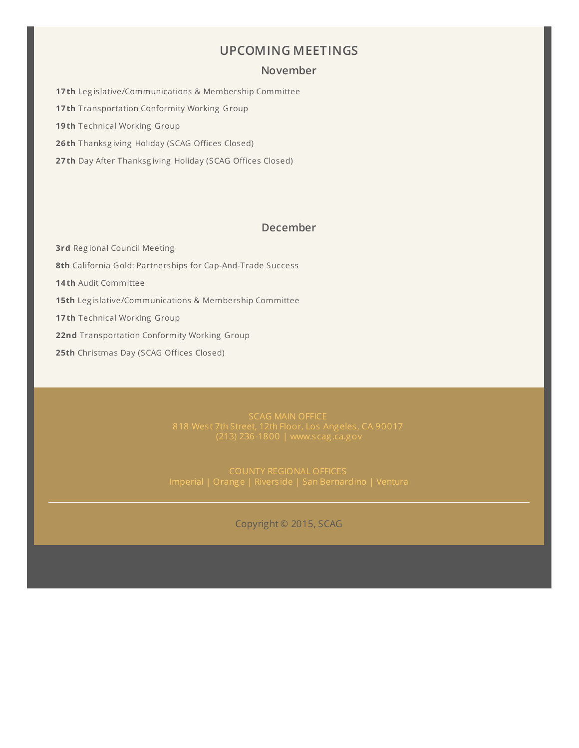## UPCOMING MEETINGS

### November

**17th** Legislative/Communications & Membership Committee

**17th** Transportation Conformity Working Group

**19th** Technical Working Group

**26th** Thanksgiving Holiday (SCAG Offices Closed)

**27th** Day After Thanksgiving Holiday (SCAG Offices Closed)

### December

**3rd** Regional Council Meeting

**8th** California Gold: Partnerships for Cap-And-Trade Success

**14th** Audit Committee

**15th** Legislative/Communications & Membership Committee

**17th** Technical Working Group

**22nd** Transportation Conformity Working Group

**25th** Christmas Day (SCAG Offices Closed)

SCAG MAIN OFFICE
818 West 7th Street, 12th Floor, Los Angeles, CA 90017
(213) 236-1800 | www.scag.ca.gov

COUNTY REGIONAL OFFICES
Imperial | Orange | Riverside | San Bernardino | Ventura

---

Copyright © 2015, SCAG